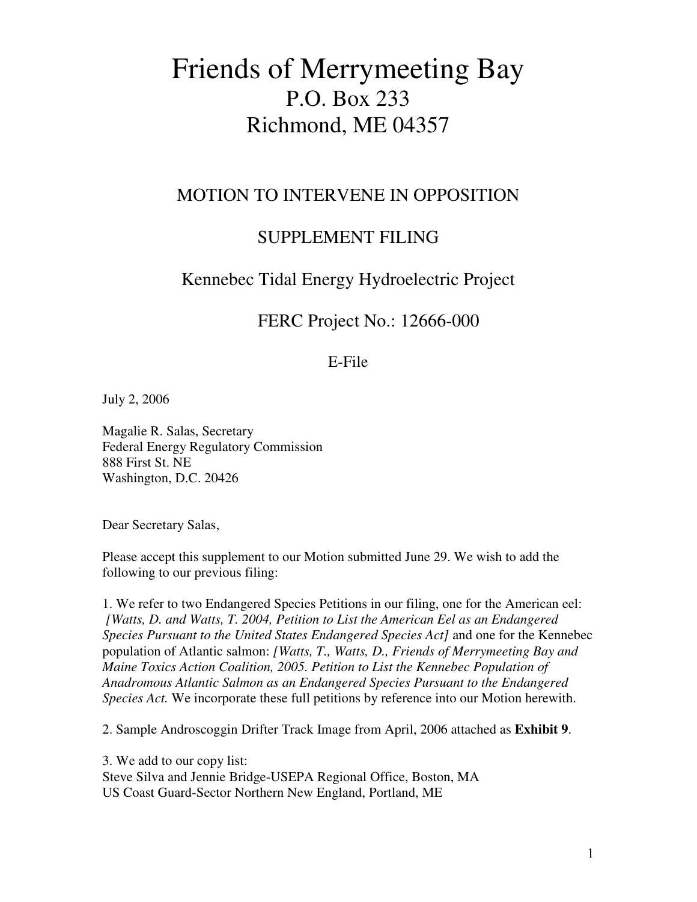# Friends of Merrymeeting Bay

P.O. Box 233

Richmond, ME 04357

## MOTION TO INTERVENE IN OPPOSITION

## SUPPLEMENT FILING

## Kennebec Tidal Energy Hydroelectric Project

## FERC Project No.: 12666-000

E-File

July 2, 2006

Magalie R. Salas, Secretary
Federal Energy Regulatory Commission
888 First St. NE
Washington, D.C. 20426

Dear Secretary Salas,

Please accept this supplement to our Motion submitted June 29. We wish to add the following to our previous filing:

1. We refer to two Endangered Species Petitions in our filing, one for the American eel: *[Watts, D. and Watts, T. 2004, Petition to List the American Eel as an Endangered Species Pursuant to the United States Endangered Species Act]* and one for the Kennebec population of Atlantic salmon: *[Watts, T., Watts, D., Friends of Merrymeeting Bay and Maine Toxics Action Coalition, 2005. Petition to List the Kennebec Population of Anadromous Atlantic Salmon as an Endangered Species Pursuant to the Endangered Species Act.* We incorporate these full petitions by reference into our Motion herewith.

2. Sample Androscoggin Drifter Track Image from April, 2006 attached as **Exhibit 9**.

3. We add to our copy list:
Steve Silva and Jennie Bridge-USEPA Regional Office, Boston, MA
US Coast Guard-Sector Northern New England, Portland, ME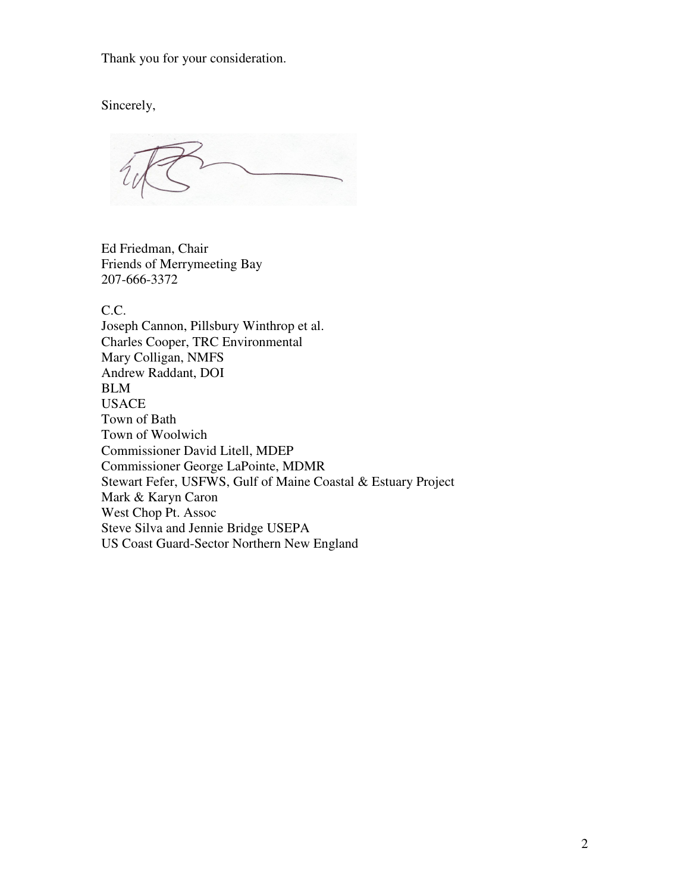Thank you for your consideration.

Sincerely,

Ed Friedman, Chair
Friends of Merrymeeting Bay
207-666-3372

C.C.
Joseph Cannon, Pillsbury Winthrop et al.
Charles Cooper, TRC Environmental
Mary Colligan, NMFS
Andrew Raddant, DOI
BLM
USACE
Town of Bath
Town of Woolwich
Commissioner David Litell, MDEP
Commissioner George LaPointe, MDMR
Stewart Fefer, USFWS, Gulf of Maine Coastal & Estuary Project
Mark & Karyn Caron
West Chop Pt. Assoc
Steve Silva and Jennie Bridge USEPA
US Coast Guard-Sector Northern New England